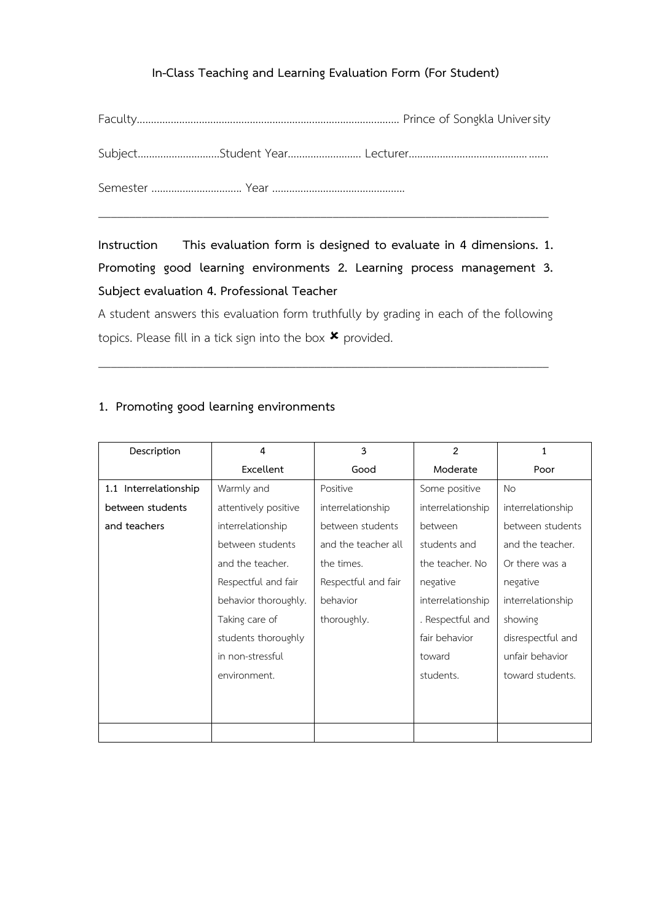# In-Class Teaching and Learning Evaluation Form (For Student)

Faculty.............................................................................................. Prince of Songkla University

Subject.............................Student Year.......................... Lecturer...........................................

Semester ................................ Year ...............................................

---

**Instruction This evaluation form is designed to evaluate in 4 dimensions. 1. Promoting good learning environments 2. Learning process management 3. Subject evaluation 4. Professional Teacher**

A student answers this evaluation form truthfully by grading in each of the following topics. Please fill in a tick sign into the box ✖ provided.

---

## 1. Promoting good learning environments

| Description | 4<br>Excellent | 3<br>Good | 2<br>Moderate | 1<br>Poor |
|---|---|---|---|---|
| **1.1 Interrelationship between students and teachers** | Warmly and attentively positive interrelationship between students and the teacher. Respectful and fair behavior thoroughly. Taking care of students thoroughly in non-stressful environment. | Positive interrelationship between students and the teacher all the times. Respectful and fair behavior thoroughly. | Some positive interrelationship between students and the teacher. No negative interrelationship. Respectful and fair behavior toward students. | No interrelationship between students and the teacher. Or there was a negative interrelationship showing disrespectful and unfair behavior toward students. |
| | | | | |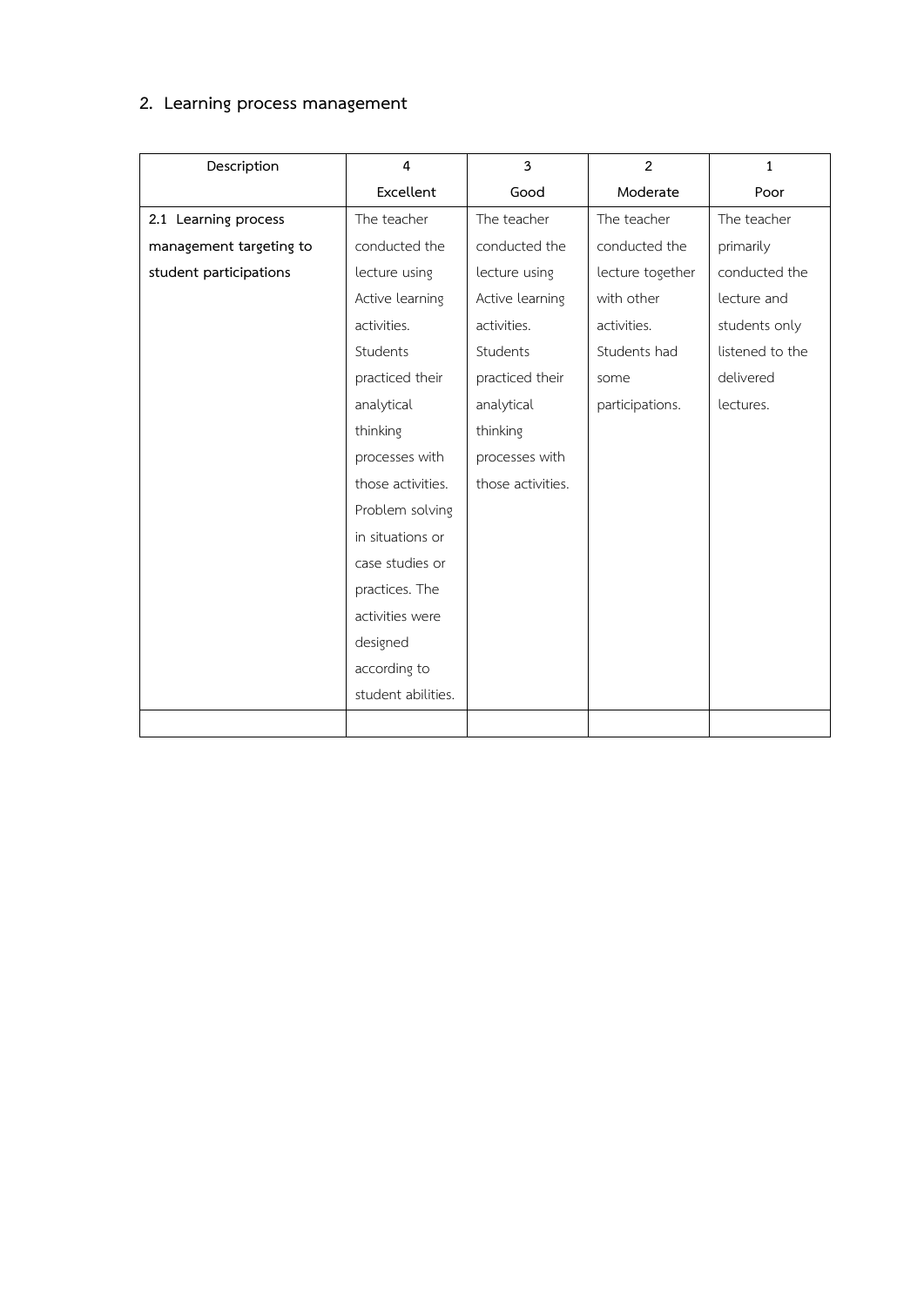## 2. Learning process management

| Description | 4<br>Excellent | 3<br>Good | 2<br>Moderate | 1<br>Poor |
|---|---|---|---|---|
| **2.1 Learning process management targeting to student participations** | The teacher conducted the lecture using Active learning activities. Students practiced their analytical thinking processes with those activities. Problem solving in situations or case studies or practices. The activities were designed according to student abilities. | The teacher conducted the lecture using Active learning activities. Students practiced their analytical thinking processes with those activities. | The teacher conducted the lecture together with other activities. Students had some participations. | The teacher primarily conducted the lecture and students only listened to the delivered lectures. |
| | | | | |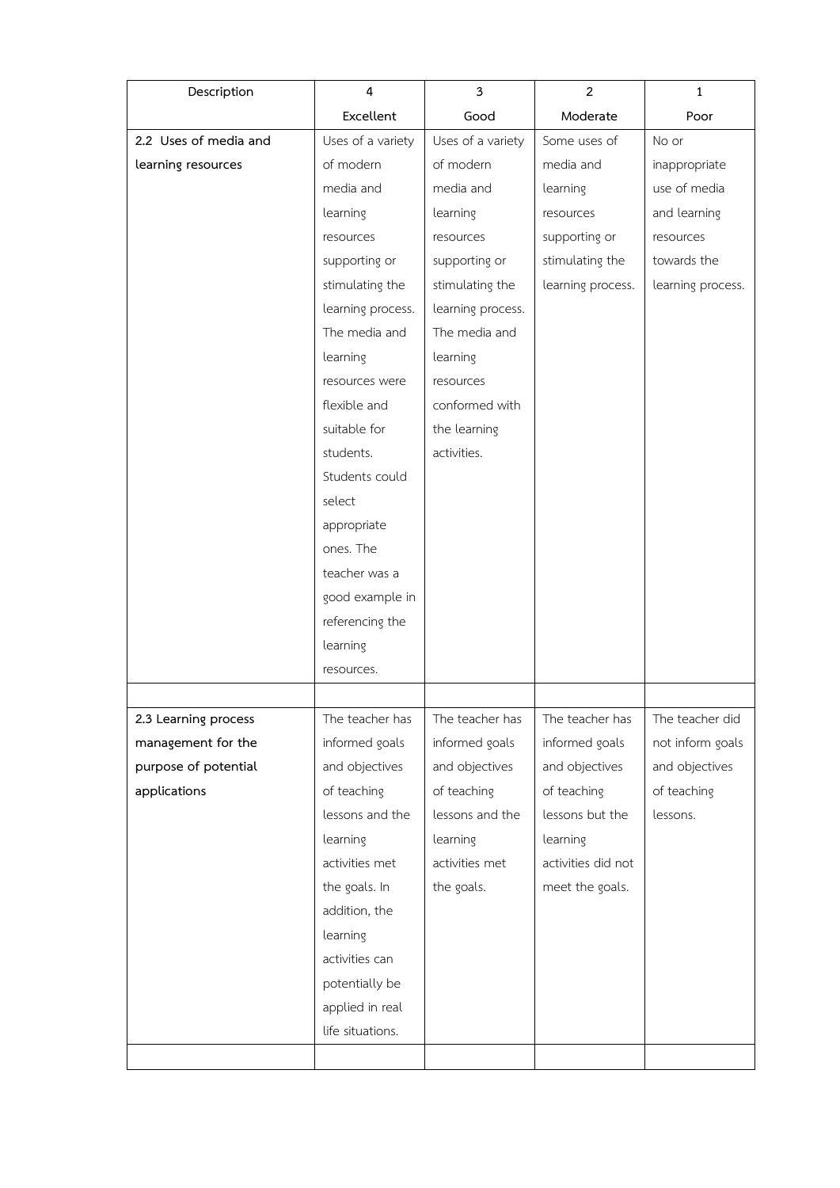| Description | 4<br>Excellent | 3<br>Good | 2<br>Moderate | 1<br>Poor |
|---|---|---|---|---|
| **2.2 Uses of media and learning resources** | Uses of a variety of modern media and learning resources supporting or stimulating the learning process. The media and learning resources were flexible and suitable for students. Students could select appropriate ones. The teacher was a good example in referencing the learning resources. | Uses of a variety of modern media and learning resources supporting or stimulating the learning process. The media and learning resources conformed with the learning activities. | Some uses of media and learning resources supporting or stimulating the learning process. | No or inappropriate use of media and learning resources towards the learning process. |
| | | | | |
| **2.3 Learning process management for the purpose of potential applications** | The teacher has informed goals and objectives of teaching lessons and the learning activities met the goals. In addition, the learning activities can potentially be applied in real life situations. | The teacher has informed goals and objectives of teaching lessons and the learning activities met the goals. | The teacher has informed goals and objectives of teaching lessons but the learning activities did not meet the goals. | The teacher did not inform goals and objectives of teaching lessons. |
| | | | | |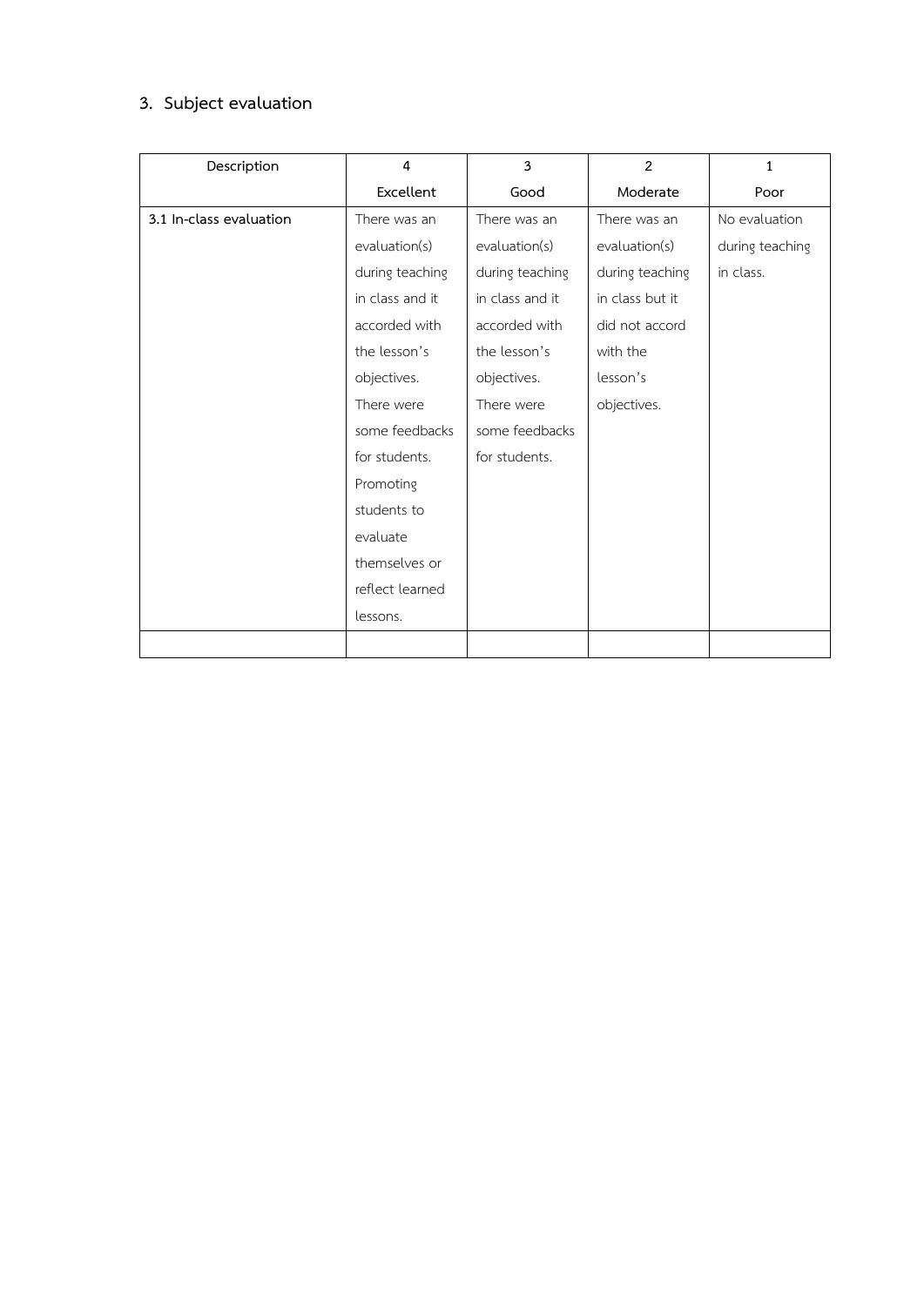## 3. Subject evaluation

| Description | 4<br>Excellent | 3<br>Good | 2<br>Moderate | 1<br>Poor |
|---|---|---|---|---|
| **3.1 In-class evaluation** | There was an evaluation(s) during teaching in class and it accorded with the lesson's objectives. There were some feedbacks for students. Promoting students to evaluate themselves or reflect learned lessons. | There was an evaluation(s) during teaching in class and it accorded with the lesson's objectives. There were some feedbacks for students. | There was an evaluation(s) during teaching in class but it did not accord with the lesson's objectives. | No evaluation during teaching in class. |
| | | | | |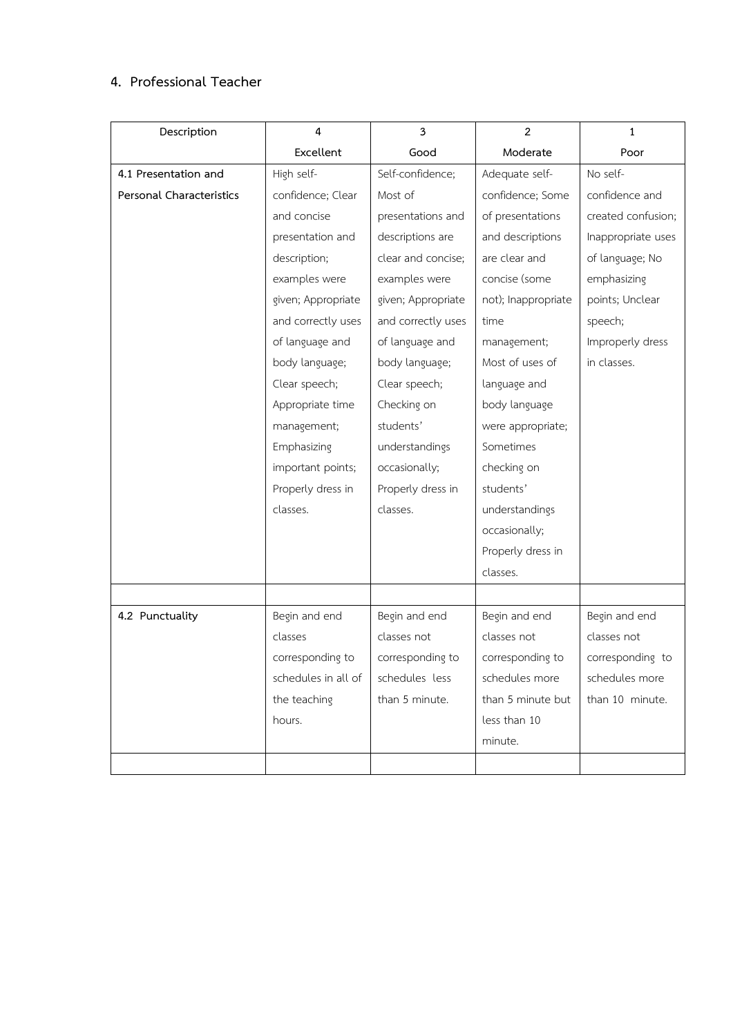## 4. Professional Teacher

| Description | 4<br>Excellent | 3<br>Good | 2<br>Moderate | 1<br>Poor |
|---|---|---|---|---|
| **4.1 Presentation and Personal Characteristics** | High self-confidence; Clear and concise presentation and description; examples were given; Appropriate and correctly uses of language and body language; Clear speech; Appropriate time management; Emphasizing important points; Properly dress in classes. | Self-confidence; Most of presentations and descriptions are clear and concise; examples were given; Appropriate and correctly uses of language and body language; Clear speech; Checking on students' understandings occasionally; Properly dress in classes. | Adequate self-confidence; Some of presentations and descriptions are clear and concise (some not); Inappropriate time management; Most of uses of language and body language were appropriate; Sometimes checking on students' understandings occasionally; Properly dress in classes. | No self-confidence and created confusion; Inappropriate uses of language; No emphasizing points; Unclear speech; Improperly dress in classes. |
| | | | | |
| **4.2 Punctuality** | Begin and end classes corresponding to schedules in all of the teaching hours. | Begin and end classes not corresponding to schedules less than 5 minute. | Begin and end classes not corresponding to schedules more than 5 minute but less than 10 minute. | Begin and end classes not corresponding to schedules more than 10 minute. |
| | | | | |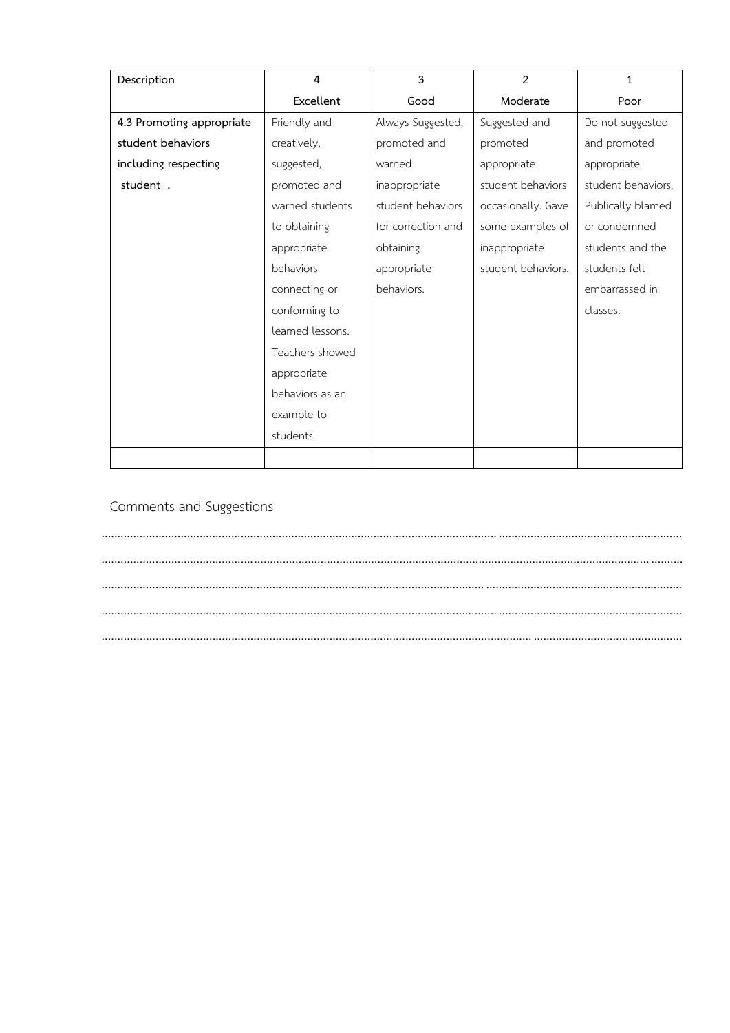| Description | 4<br>Excellent | 3<br>Good | 2<br>Moderate | 1<br>Poor |
|---|---|---|---|---|
| **4.3 Promoting appropriate student behaviors including respecting student .** | Friendly and creatively, suggested, promoted and warned students to obtaining appropriate behaviors connecting or conforming to learned lessons. Teachers showed appropriate behaviors as an example to students. | Always Suggested, promoted and warned inappropriate student behaviors for correction and obtaining appropriate behaviors. | Suggested and promoted appropriate student behaviors occasionally. Gave some examples of inappropriate student behaviors. | Do not suggested and promoted appropriate student behaviors. Publically blamed or condemned students and the students felt embarrassed in classes. |
| | | | | |

Comments and Suggestions

..................................................................................................................................................................................

..................................................................................................................................................................................

..................................................................................................................................................................................

..................................................................................................................................................................................

..................................................................................................................................................................................